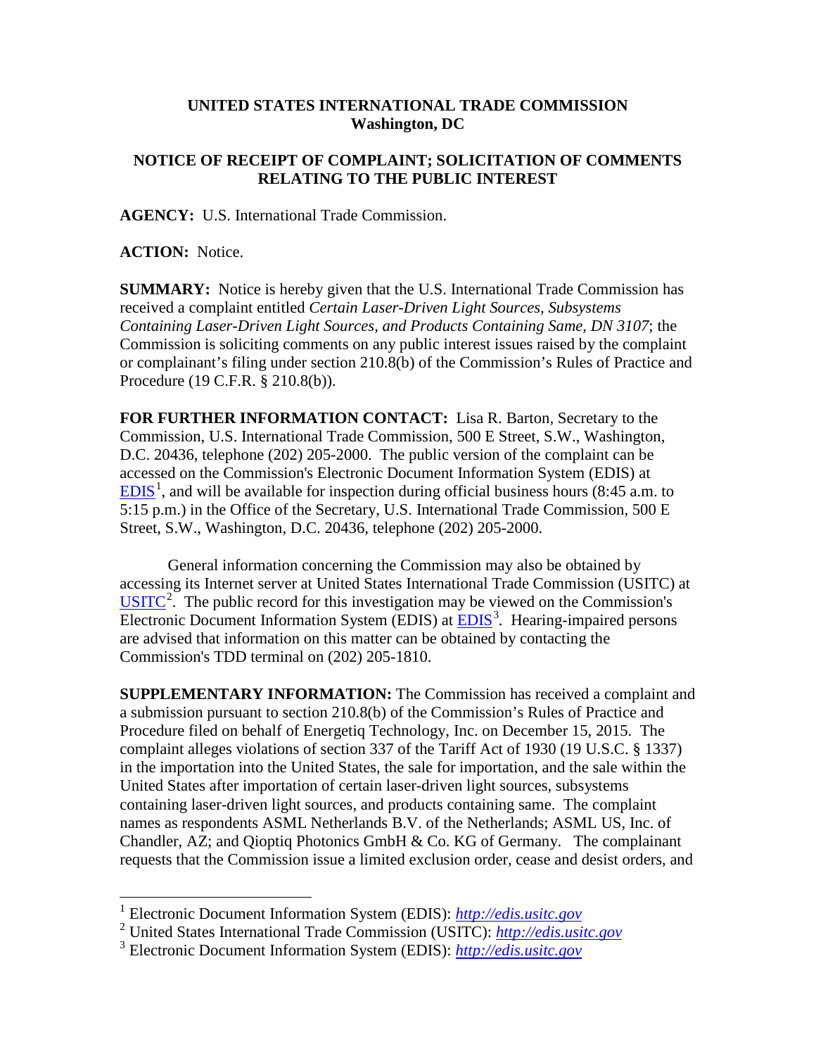**UNITED STATES INTERNATIONAL TRADE COMMISSION**
**Washington, DC**

**NOTICE OF RECEIPT OF COMPLAINT; SOLICITATION OF COMMENTS RELATING TO THE PUBLIC INTEREST**

**AGENCY:** U.S. International Trade Commission.

**ACTION:** Notice.

**SUMMARY:** Notice is hereby given that the U.S. International Trade Commission has received a complaint entitled *Certain Laser-Driven Light Sources, Subsystems Containing Laser-Driven Light Sources, and Products Containing Same, DN 3107*; the Commission is soliciting comments on any public interest issues raised by the complaint or complainant's filing under section 210.8(b) of the Commission's Rules of Practice and Procedure (19 C.F.R. § 210.8(b)).

**FOR FURTHER INFORMATION CONTACT:** Lisa R. Barton, Secretary to the Commission, U.S. International Trade Commission, 500 E Street, S.W., Washington, D.C. 20436, telephone (202) 205-2000. The public version of the complaint can be accessed on the Commission's Electronic Document Information System (EDIS) at EDIS[1], and will be available for inspection during official business hours (8:45 a.m. to 5:15 p.m.) in the Office of the Secretary, U.S. International Trade Commission, 500 E Street, S.W., Washington, D.C. 20436, telephone (202) 205-2000.

General information concerning the Commission may also be obtained by accessing its Internet server at United States International Trade Commission (USITC) at USITC[2]. The public record for this investigation may be viewed on the Commission's Electronic Document Information System (EDIS) at EDIS[3]. Hearing-impaired persons are advised that information on this matter can be obtained by contacting the Commission's TDD terminal on (202) 205-1810.

**SUPPLEMENTARY INFORMATION:** The Commission has received a complaint and a submission pursuant to section 210.8(b) of the Commission's Rules of Practice and Procedure filed on behalf of Energetiq Technology, Inc. on December 15, 2015. The complaint alleges violations of section 337 of the Tariff Act of 1930 (19 U.S.C. § 1337) in the importation into the United States, the sale for importation, and the sale within the United States after importation of certain laser-driven light sources, subsystems containing laser-driven light sources, and products containing same. The complaint names as respondents ASML Netherlands B.V. of the Netherlands; ASML US, Inc. of Chandler, AZ; and Qioptiq Photonics GmbH & Co. KG of Germany. The complainant requests that the Commission issue a limited exclusion order, cease and desist orders, and

---

[1] Electronic Document Information System (EDIS): *http://edis.usitc.gov*

[2] United States International Trade Commission (USITC): *http://edis.usitc.gov*

[3] Electronic Document Information System (EDIS): *http://edis.usitc.gov*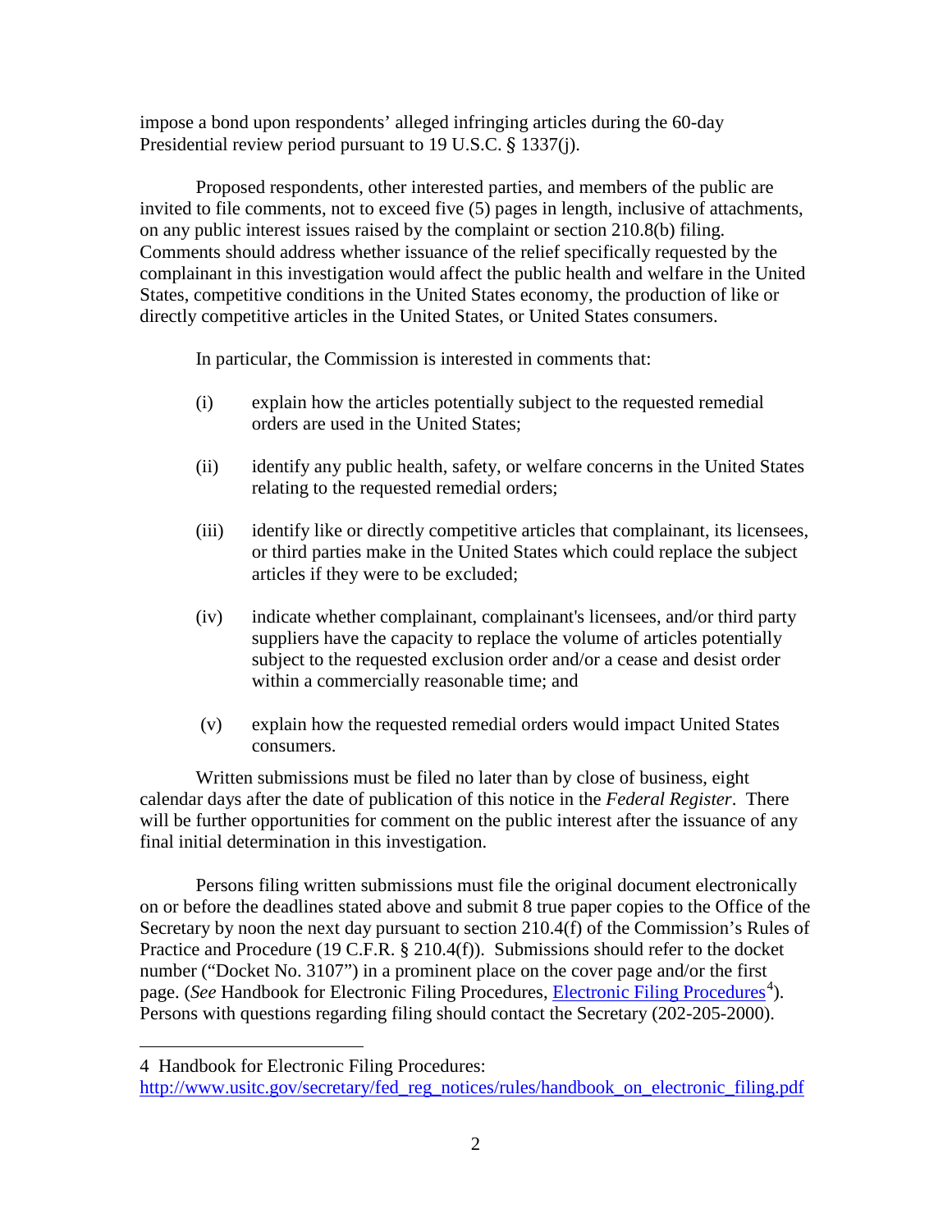impose a bond upon respondents' alleged infringing articles during the 60-day Presidential review period pursuant to 19 U.S.C. § 1337(j).

Proposed respondents, other interested parties, and members of the public are invited to file comments, not to exceed five (5) pages in length, inclusive of attachments, on any public interest issues raised by the complaint or section 210.8(b) filing. Comments should address whether issuance of the relief specifically requested by the complainant in this investigation would affect the public health and welfare in the United States, competitive conditions in the United States economy, the production of like or directly competitive articles in the United States, or United States consumers.

In particular, the Commission is interested in comments that:

(i) explain how the articles potentially subject to the requested remedial orders are used in the United States;

(ii) identify any public health, safety, or welfare concerns in the United States relating to the requested remedial orders;

(iii) identify like or directly competitive articles that complainant, its licensees, or third parties make in the United States which could replace the subject articles if they were to be excluded;

(iv) indicate whether complainant, complainant's licensees, and/or third party suppliers have the capacity to replace the volume of articles potentially subject to the requested exclusion order and/or a cease and desist order within a commercially reasonable time; and

(v) explain how the requested remedial orders would impact United States consumers.

Written submissions must be filed no later than by close of business, eight calendar days after the date of publication of this notice in the *Federal Register*. There will be further opportunities for comment on the public interest after the issuance of any final initial determination in this investigation.

Persons filing written submissions must file the original document electronically on or before the deadlines stated above and submit 8 true paper copies to the Office of the Secretary by noon the next day pursuant to section 210.4(f) of the Commission's Rules of Practice and Procedure (19 C.F.R. § 210.4(f)). Submissions should refer to the docket number ("Docket No. 3107") in a prominent place on the cover page and/or the first page. (*See* Handbook for Electronic Filing Procedures, Electronic Filing Procedures[4]). Persons with questions regarding filing should contact the Secretary (202-205-2000).

4 Handbook for Electronic Filing Procedures: http://www.usitc.gov/secretary/fed_reg_notices/rules/handbook_on_electronic_filing.pdf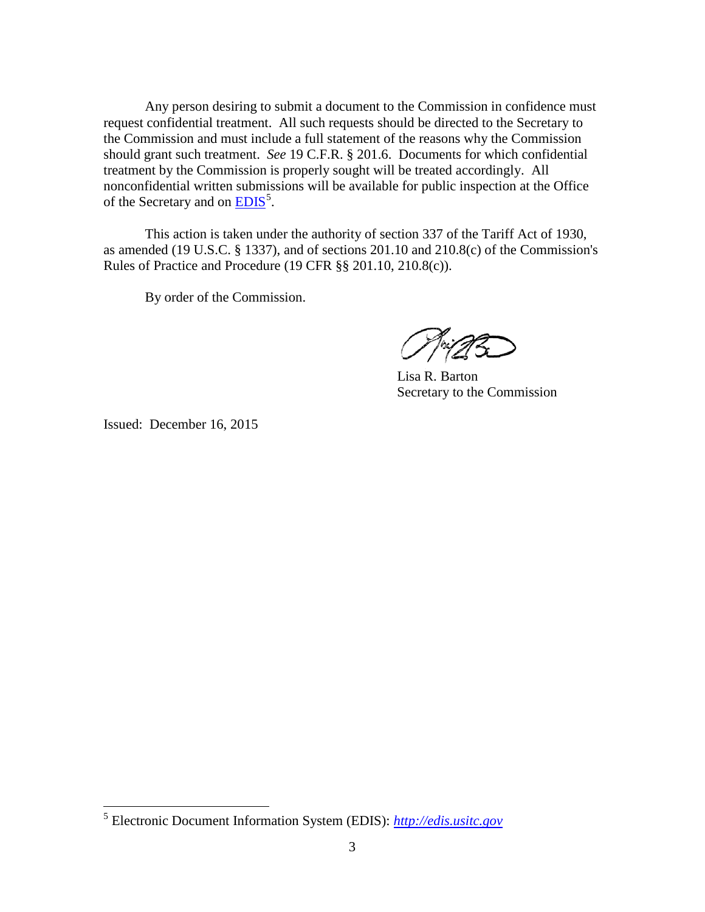Any person desiring to submit a document to the Commission in confidence must request confidential treatment. All such requests should be directed to the Secretary to the Commission and must include a full statement of the reasons why the Commission should grant such treatment. *See* 19 C.F.R. § 201.6. Documents for which confidential treatment by the Commission is properly sought will be treated accordingly. All nonconfidential written submissions will be available for public inspection at the Office of the Secretary and on [EDIS](http://edis.usitc.gov)[5].

This action is taken under the authority of section 337 of the Tariff Act of 1930, as amended (19 U.S.C. § 1337), and of sections 201.10 and 210.8(c) of the Commission's Rules of Practice and Procedure (19 CFR §§ 201.10, 210.8(c)).

By order of the Commission.

Lisa R. Barton
Secretary to the Commission

Issued: December 16, 2015

---

[5] Electronic Document Information System (EDIS): *http://edis.usitc.gov*